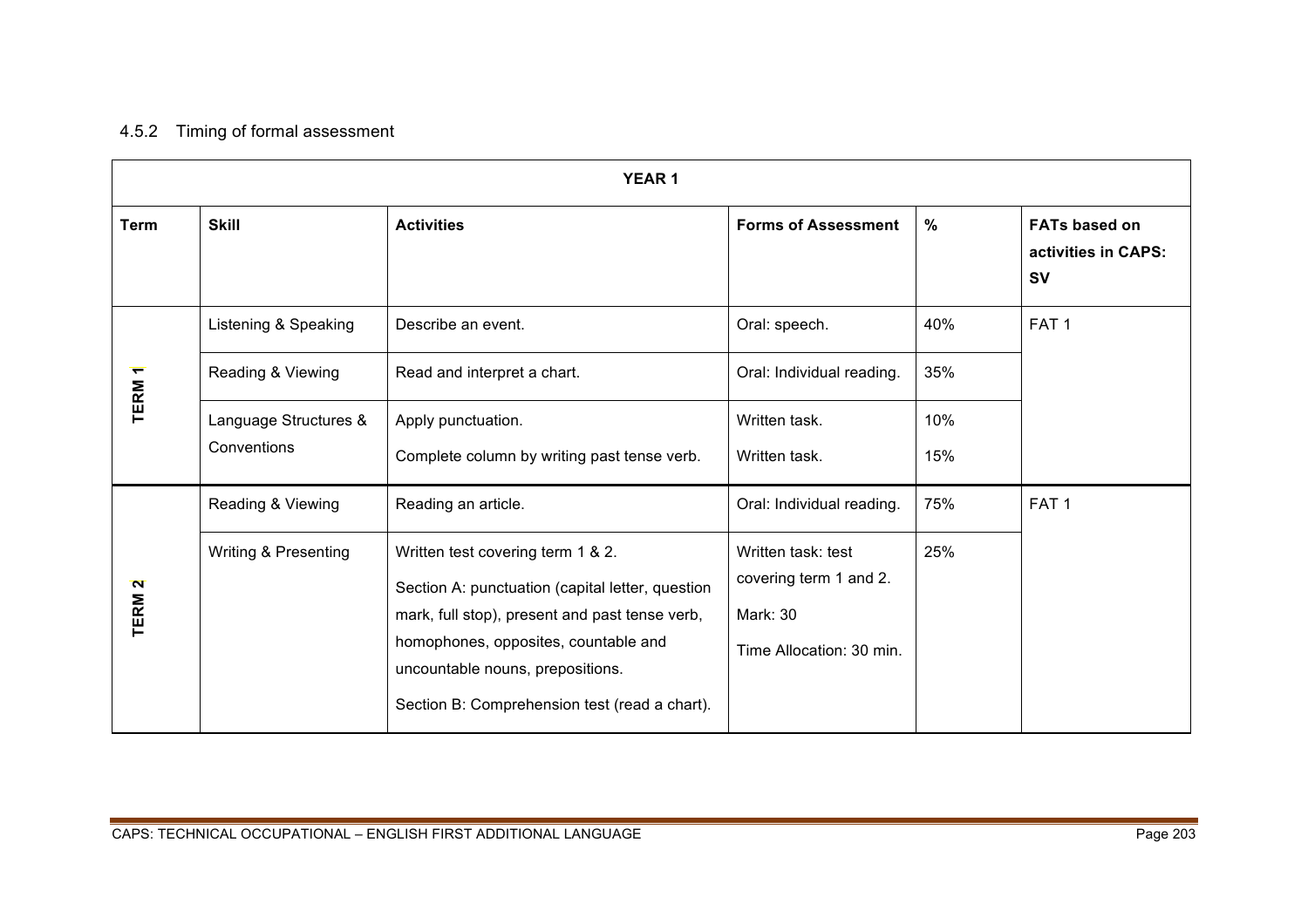### 4.5.2 Timing of formal assessment

| YEAR 1 | | | | | |
|---|---|---|---|---|---|
| **Term** | **Skill** | **Activities** | **Forms of Assessment** | **%** | **FATs based on activities in CAPS: SV** |
| **TERM 1** | Listening & Speaking | Describe an event. | Oral: speech. | 40% | FAT 1 |
| | Reading & Viewing | Read and interpret a chart. | Oral: Individual reading. | 35% | |
| | Language Structures & Conventions | Apply punctuation.<br>Complete column by writing past tense verb. | Written task.<br>Written task. | 10%<br>15% | |
| **TERM 2** | Reading & Viewing | Reading an article. | Oral: Individual reading. | 75% | FAT 1 |
| | Writing & Presenting | Written test covering term 1 & 2.<br>Section A: punctuation (capital letter, question mark, full stop), present and past tense verb, homophones, opposites, countable and uncountable nouns, prepositions.<br>Section B: Comprehension test (read a chart). | Written task: test covering term 1 and 2.<br>Mark: 30<br>Time Allocation: 30 min. | 25% | |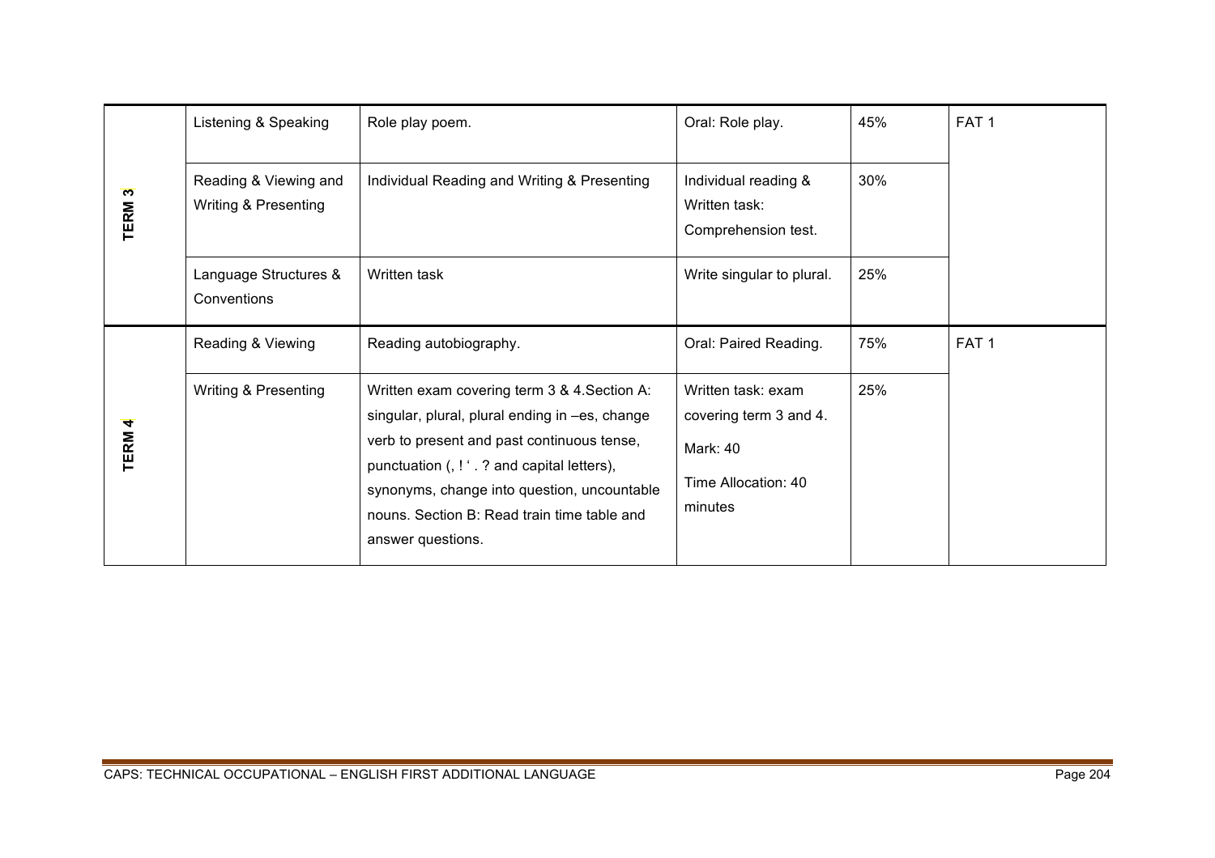| | | | | | |
|---|---|---|---|---|---|
| **TERM 3** | Listening & Speaking | Role play poem. | Oral: Role play. | 45% | FAT 1 |
| | Reading & Viewing and Writing & Presenting | Individual Reading and Writing & Presenting | Individual reading & Written task: Comprehension test. | 30% | |
| | Language Structures & Conventions | Written task | Write singular to plural. | 25% | |
| **TERM 4** | Reading & Viewing | Reading autobiography. | Oral: Paired Reading. | 75% | FAT 1 |
| | Writing & Presenting | Written exam covering term 3 & 4.Section A: singular, plural, plural ending in –es, change verb to present and past continuous tense, punctuation (, ! ' . ? and capital letters), synonyms, change into question, uncountable nouns. Section B: Read train time table and answer questions. | Written task: exam covering term 3 and 4. Mark: 40 Time Allocation: 40 minutes | 25% | |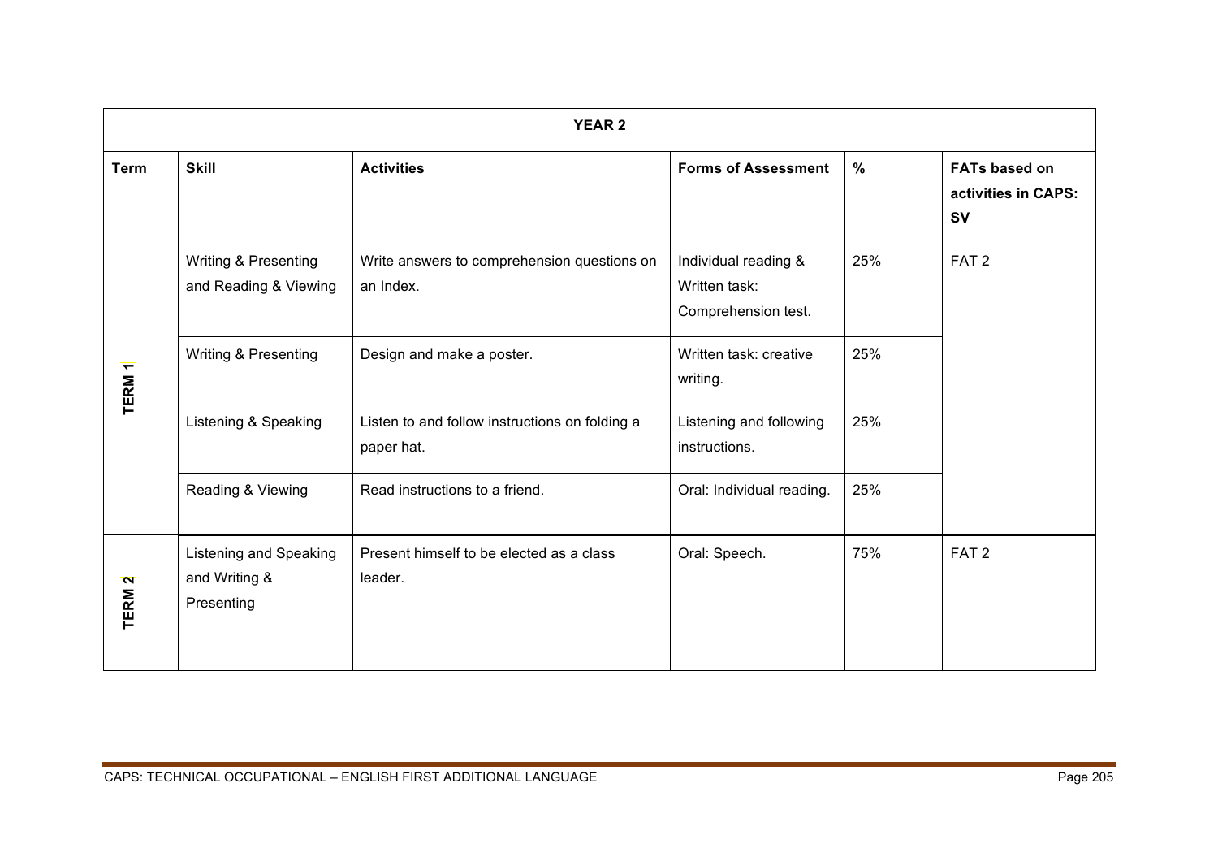| YEAR 2 | | | | | |
|---|---|---|---|---|---|
| **Term** | **Skill** | **Activities** | **Forms of Assessment** | **%** | **FATs based on activities in CAPS: SV** |
| **TERM 1** | Writing & Presenting and Reading & Viewing | Write answers to comprehension questions on an Index. | Individual reading & Written task: Comprehension test. | 25% | FAT 2 |
| | Writing & Presenting | Design and make a poster. | Written task: creative writing. | 25% | |
| | Listening & Speaking | Listen to and follow instructions on folding a paper hat. | Listening and following instructions. | 25% | |
| | Reading & Viewing | Read instructions to a friend. | Oral: Individual reading. | 25% | |
| **TERM 2** | Listening and Speaking and Writing & Presenting | Present himself to be elected as a class leader. | Oral: Speech. | 75% | FAT 2 |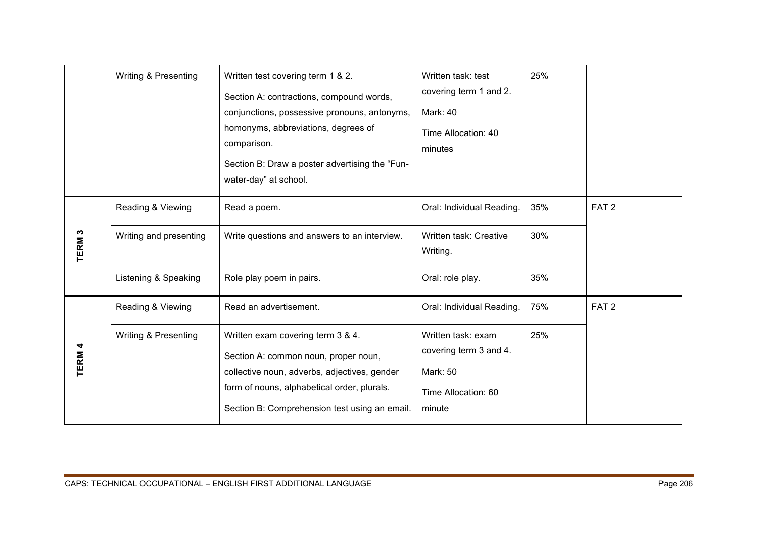| | | | | | |
|---|---|---|---|---|---|
| | Writing & Presenting | Written test covering term 1 & 2.<br>Section A: contractions, compound words, conjunctions, possessive pronouns, antonyms, homonyms, abbreviations, degrees of comparison.<br>Section B: Draw a poster advertising the "Fun-water-day" at school. | Written task: test covering term 1 and 2.<br>Mark: 40<br>Time Allocation: 40 minutes | 25% | |
| **TERM 3** | Reading & Viewing | Read a poem. | Oral: Individual Reading. | 35% | FAT 2 |
| | Writing and presenting | Write questions and answers to an interview. | Written task: Creative Writing. | 30% | |
| | Listening & Speaking | Role play poem in pairs. | Oral: role play. | 35% | |
| **TERM 4** | Reading & Viewing | Read an advertisement. | Oral: Individual Reading. | 75% | FAT 2 |
| | Writing & Presenting | Written exam covering term 3 & 4.<br>Section A: common noun, proper noun, collective noun, adverbs, adjectives, gender form of nouns, alphabetical order, plurals.<br>Section B: Comprehension test using an email. | Written task: exam covering term 3 and 4.<br>Mark: 50<br>Time Allocation: 60 minute | 25% | |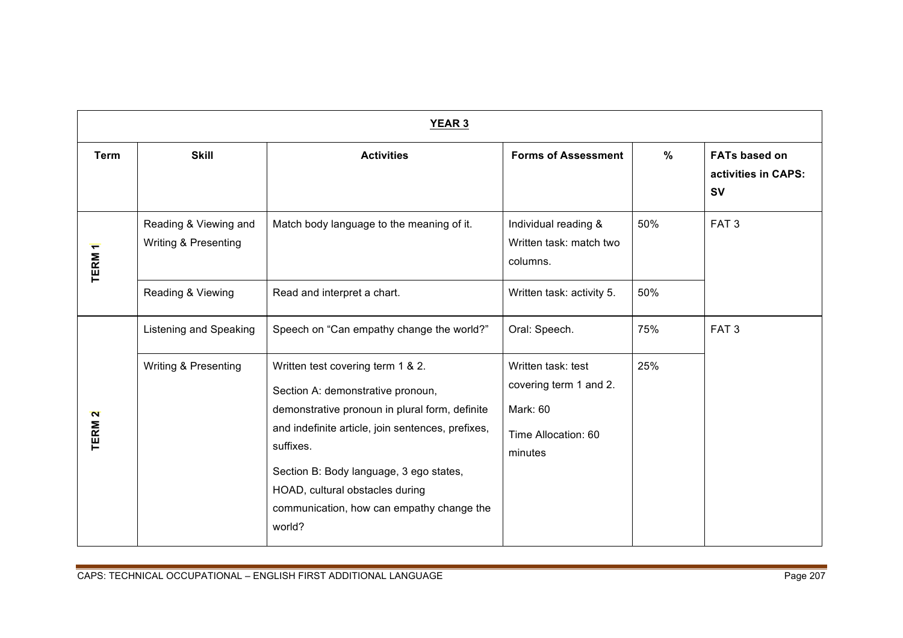| YEAR 3 | | | | | |
|---|---|---|---|---|---|
| **Term** | **Skill** | **Activities** | **Forms of Assessment** | **%** | **FATs based on activities in CAPS: SV** |
| **TERM 1** | Reading & Viewing and Writing & Presenting | Match body language to the meaning of it. | Individual reading & Written task: match two columns. | 50% | FAT 3 |
| | Reading & Viewing | Read and interpret a chart. | Written task: activity 5. | 50% | |
| **TERM 2** | Listening and Speaking | Speech on "Can empathy change the world?" | Oral: Speech. | 75% | FAT 3 |
| | Writing & Presenting | Written test covering term 1 & 2.<br><br>Section A: demonstrative pronoun, demonstrative pronoun in plural form, definite and indefinite article, join sentences, prefixes, suffixes.<br><br>Section B: Body language, 3 ego states, HOAD, cultural obstacles during communication, how can empathy change the world? | Written task: test covering term 1 and 2.<br><br>Mark: 60<br><br>Time Allocation: 60 minutes | 25% | |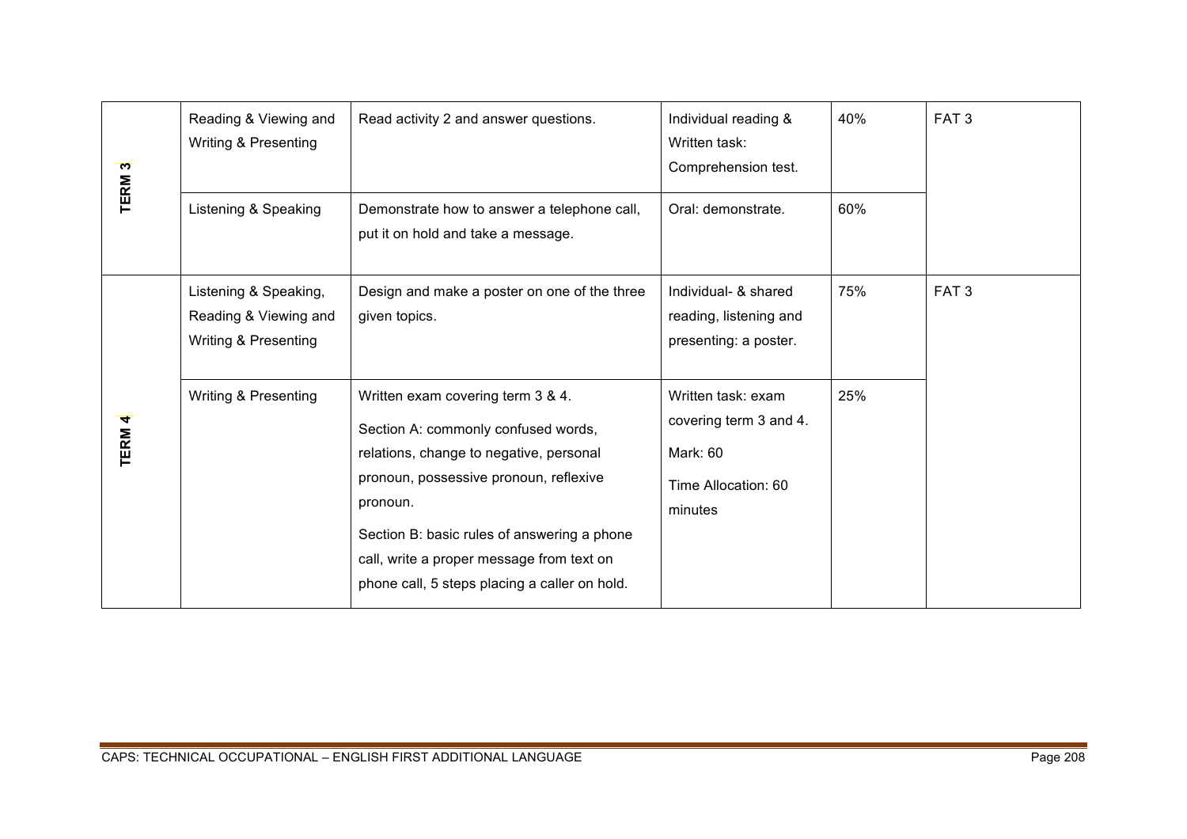| | | | | | |
|---|---|---|---|---|---|
| **TERM 3** | Reading & Viewing and Writing & Presenting | Read activity 2 and answer questions. | Individual reading & Written task: Comprehension test. | 40% | FAT 3 |
| | Listening & Speaking | Demonstrate how to answer a telephone call, put it on hold and take a message. | Oral: demonstrate. | 60% | |
| **TERM 4** | Listening & Speaking, Reading & Viewing and Writing & Presenting | Design and make a poster on one of the three given topics. | Individual- & shared reading, listening and presenting: a poster. | 75% | FAT 3 |
| | Writing & Presenting | Written exam covering term 3 & 4.<br><br>Section A: commonly confused words, relations, change to negative, personal pronoun, possessive pronoun, reflexive pronoun.<br><br>Section B: basic rules of answering a phone call, write a proper message from text on phone call, 5 steps placing a caller on hold. | Written task: exam covering term 3 and 4.<br><br>Mark: 60<br><br>Time Allocation: 60 minutes | 25% | |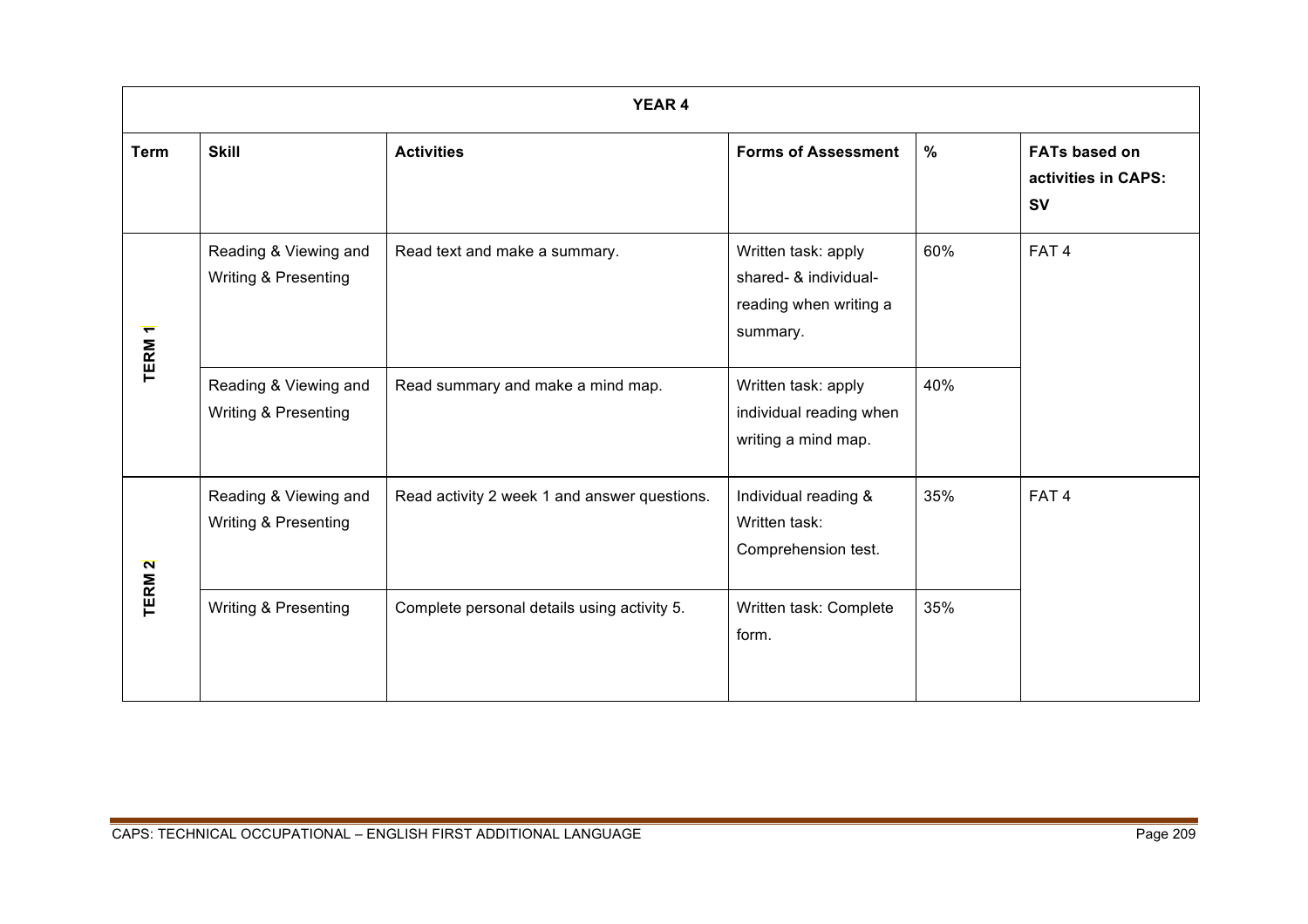| YEAR 4 | | | | | |
|---|---|---|---|---|---|
| **Term** | **Skill** | **Activities** | **Forms of Assessment** | **%** | **FATs based on activities in CAPS: SV** |
| **TERM 1** | Reading & Viewing and Writing & Presenting | Read text and make a summary. | Written task: apply shared- & individual-reading when writing a summary. | 60% | FAT 4 |
| | Reading & Viewing and Writing & Presenting | Read summary and make a mind map. | Written task: apply individual reading when writing a mind map. | 40% | |
| **TERM 2** | Reading & Viewing and Writing & Presenting | Read activity 2 week 1 and answer questions. | Individual reading & Written task: Comprehension test. | 35% | FAT 4 |
| | Writing & Presenting | Complete personal details using activity 5. | Written task: Complete form. | 35% | |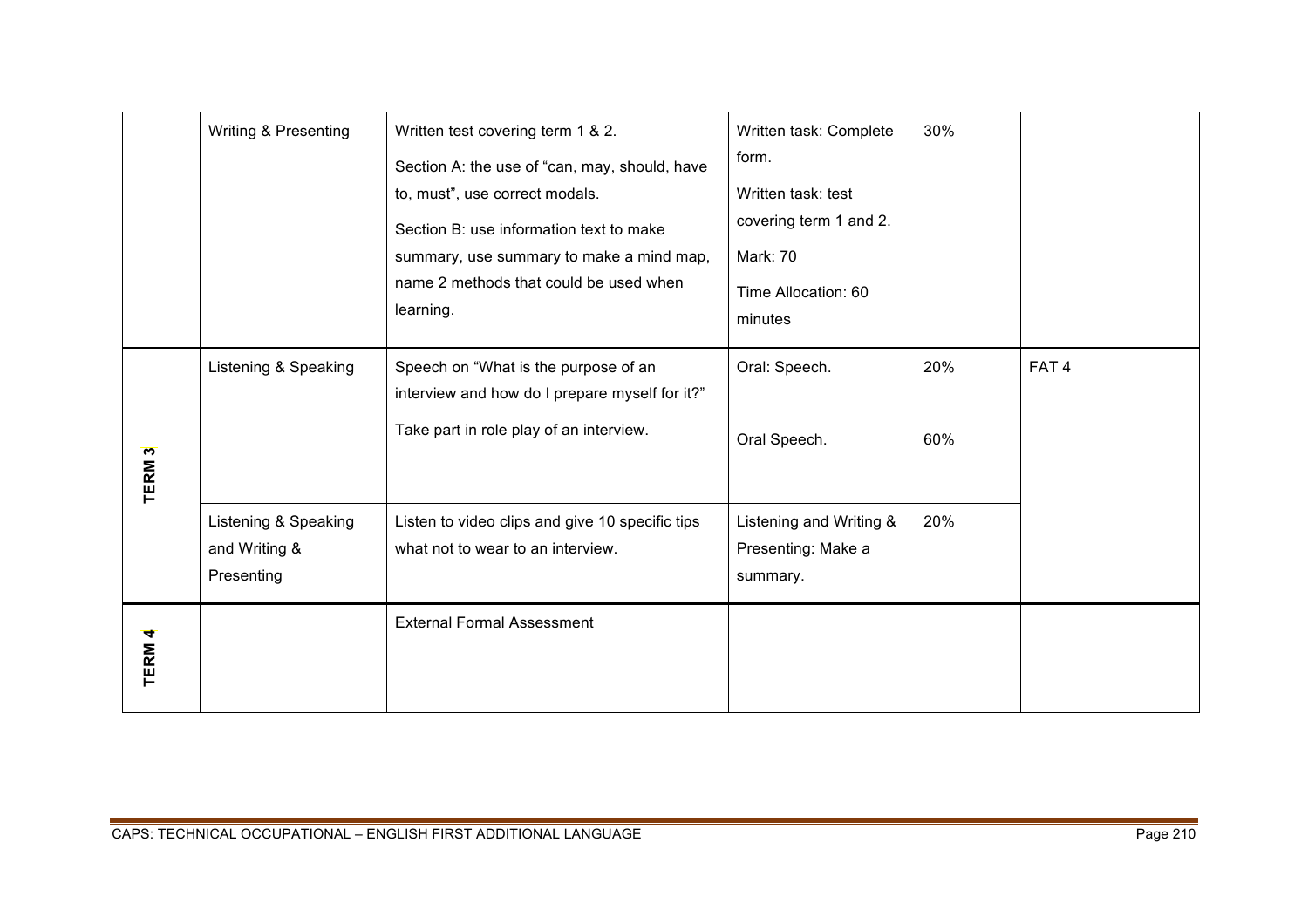| | | | | | |
|---|---|---|---|---|---|
| | Writing & Presenting | Written test covering term 1 & 2.<br>Section A: the use of "can, may, should, have to, must", use correct modals.<br>Section B: use information text to make summary, use summary to make a mind map, name 2 methods that could be used when learning. | Written task: Complete form.<br>Written task: test covering term 1 and 2.<br>Mark: 70<br>Time Allocation: 60 minutes | 30% | |
| TERM 3 | Listening & Speaking | Speech on "What is the purpose of an interview and how do I prepare myself for it?"<br>Take part in role play of an interview. | Oral: Speech.<br>Oral Speech. | 20%<br>60% | FAT 4 |
| | Listening & Speaking and Writing & Presenting | Listen to video clips and give 10 specific tips what not to wear to an interview. | Listening and Writing & Presenting: Make a summary. | 20% | |
| TERM 4 | | External Formal Assessment | | | |